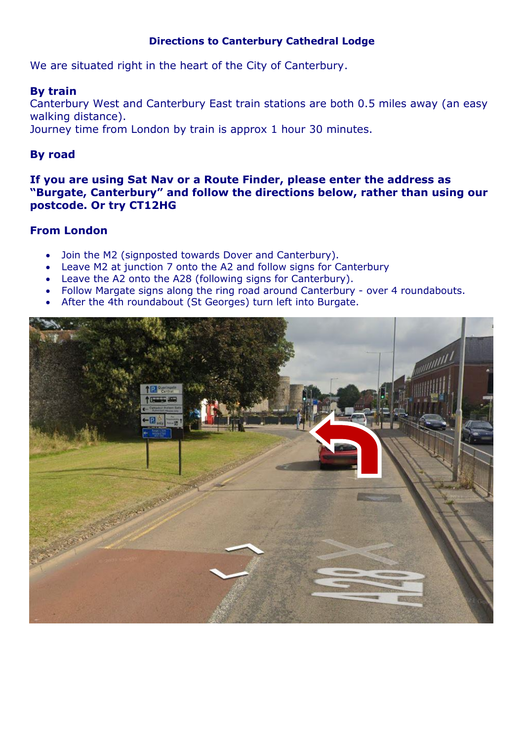# Directions to Canterbury Cathedral Lodge

We are situated right in the heart of the City of Canterbury.

**By train**

Canterbury West and Canterbury East train stations are both 0.5 miles away (an easy walking distance).

Journey time from London by train is approx 1 hour 30 minutes.

**By road**

**If you are using Sat Nav or a Route Finder, please enter the address as "Burgate, Canterbury" and follow the directions below, rather than using our postcode. Or try CT12HG**

**From London**

- Join the M2 (signposted towards Dover and Canterbury).
- Leave M2 at junction 7 onto the A2 and follow signs for Canterbury
- Leave the A2 onto the A28 (following signs for Canterbury).
- Follow Margate signs along the ring road around Canterbury - over 4 roundabouts.
- After the 4th roundabout (St Georges) turn left into Burgate.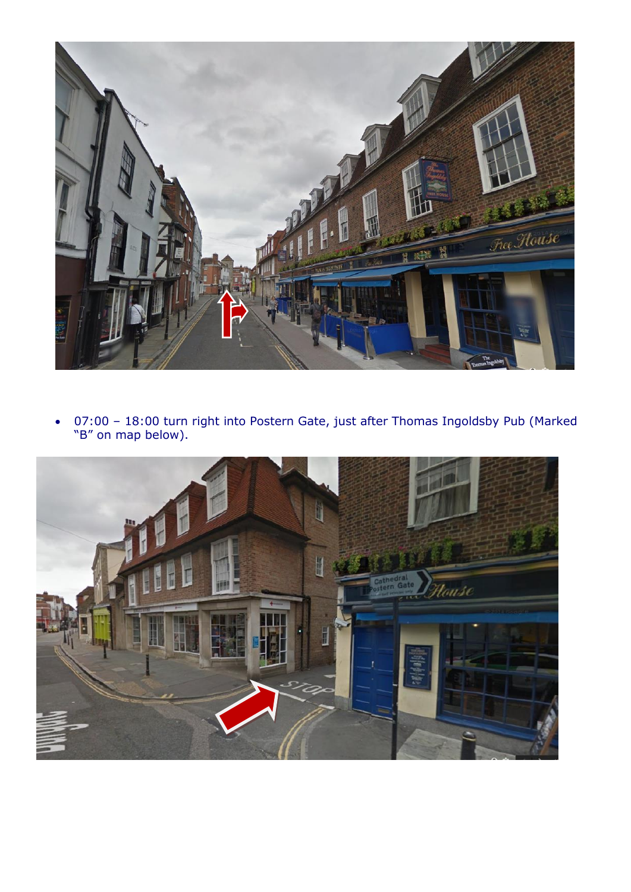- 07:00 – 18:00 turn right into Postern Gate, just after Thomas Ingoldsby Pub (Marked "B" on map below).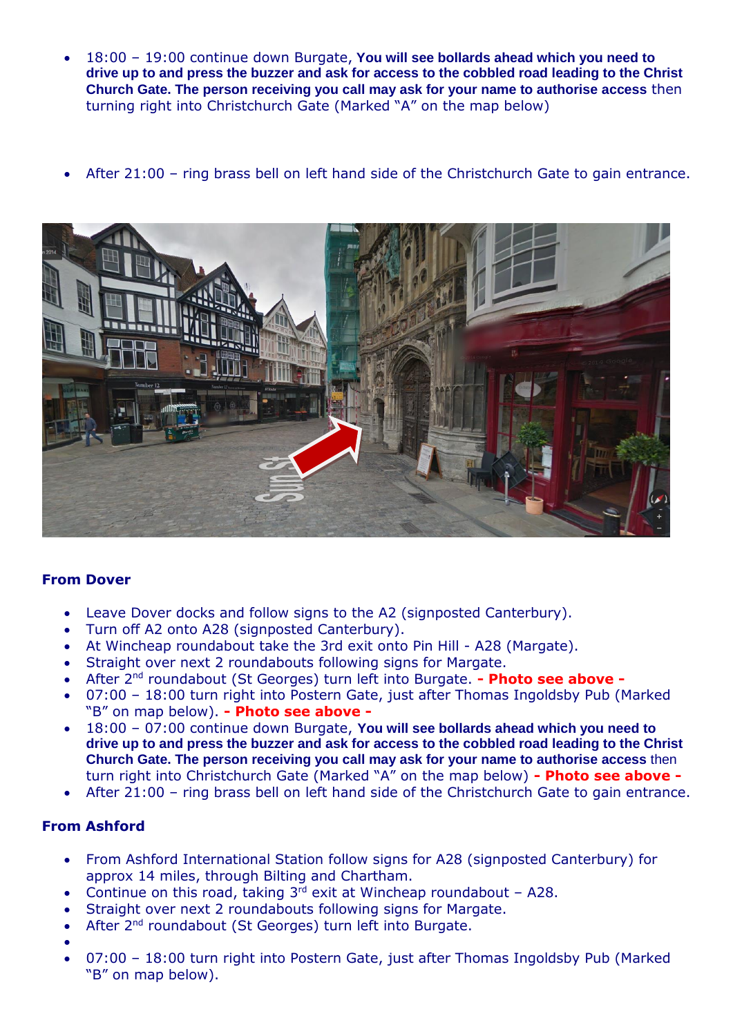- 18:00 – 19:00 continue down Burgate, **You will see bollards ahead which you need to drive up to and press the buzzer and ask for access to the cobbled road leading to the Christ Church Gate. The person receiving you call may ask for your name to authorise access** then turning right into Christchurch Gate (Marked "A" on the map below)

- After 21:00 – ring brass bell on left hand side of the Christchurch Gate to gain entrance.

### From Dover

- Leave Dover docks and follow signs to the A2 (signposted Canterbury).
- Turn off A2 onto A28 (signposted Canterbury).
- At Wincheap roundabout take the 3rd exit onto Pin Hill - A28 (Margate).
- Straight over next 2 roundabouts following signs for Margate.
- After 2nd roundabout (St Georges) turn left into Burgate. **- Photo see above -**
- 07:00 – 18:00 turn right into Postern Gate, just after Thomas Ingoldsby Pub (Marked "B" on map below). **- Photo see above -**
- 18:00 – 07:00 continue down Burgate, **You will see bollards ahead which you need to drive up to and press the buzzer and ask for access to the cobbled road leading to the Christ Church Gate. The person receiving you call may ask for your name to authorise access** then turn right into Christchurch Gate (Marked "A" on the map below) **- Photo see above -**
- After 21:00 – ring brass bell on left hand side of the Christchurch Gate to gain entrance.

### From Ashford

- From Ashford International Station follow signs for A28 (signposted Canterbury) for approx 14 miles, through Bilting and Chartham.
- Continue on this road, taking 3rd exit at Wincheap roundabout – A28.
- Straight over next 2 roundabouts following signs for Margate.
- After 2nd roundabout (St Georges) turn left into Burgate.
- 
- 07:00 – 18:00 turn right into Postern Gate, just after Thomas Ingoldsby Pub (Marked "B" on map below).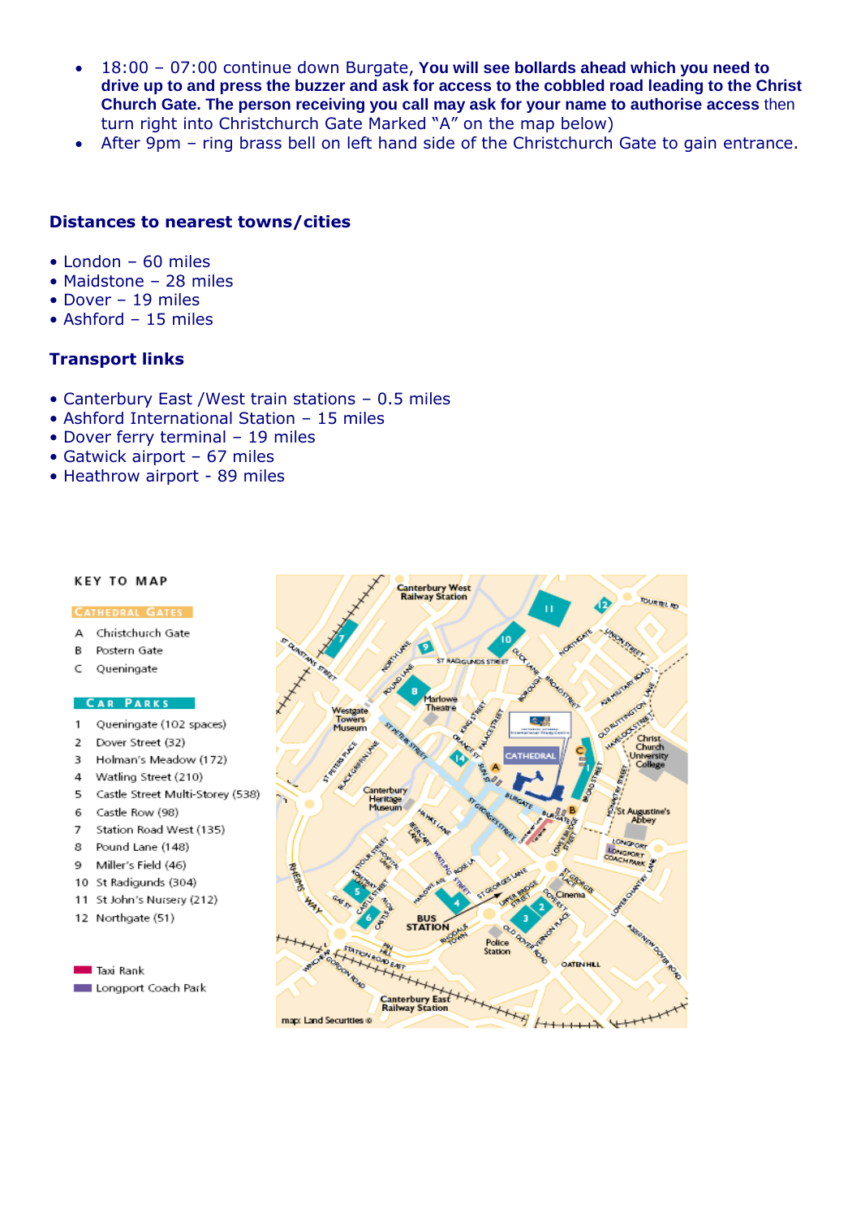- 18:00 – 07:00 continue down Burgate, **You will see bollards ahead which you need to drive up to and press the buzzer and ask for access to the cobbled road leading to the Christ Church Gate. The person receiving you call may ask for your name to authorise access** then turn right into Christchurch Gate Marked "A" on the map below)
- After 9pm – ring brass bell on left hand side of the Christchurch Gate to gain entrance.

### Distances to nearest towns/cities

- London – 60 miles
- Maidstone – 28 miles
- Dover – 19 miles
- Ashford – 15 miles

### Transport links

- Canterbury East /West train stations – 0.5 miles
- Ashford International Station – 15 miles
- Dover ferry terminal – 19 miles
- Gatwick airport – 67 miles
- Heathrow airport - 89 miles

KEY TO MAP

CATHEDRAL GATES

A Christchurch Gate
B Postern Gate
C Queningate

CAR PARKS

1 Queningate (102 spaces)
2 Dover Street (32)
3 Holman's Meadow (172)
4 Watling Street (210)
5 Castle Street Multi-Storey (538)
6 Castle Row (98)
7 Station Road West (135)
8 Pound Lane (148)
9 Miller's Field (46)
10 St Radigunds (304)
11 St John's Nursery (212)
12 Northgate (51)

Taxi Rank
Longport Coach Park

map: Land Securities ©